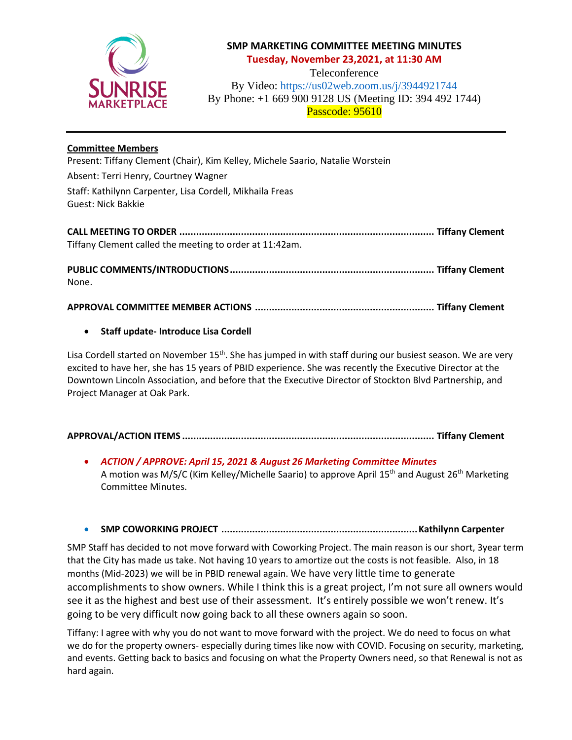# SMP MARKETING COMMITTEE MEETING MINUTES

**Tuesday, November 23,2021, at 11:30 AM**

Teleconference

By Video: https://us02web.zoom.us/j/3944921744

By Phone: +1 669 900 9128 US (Meeting ID: 394 492 1744)

Passcode: 95610

---

**Committee Members**

Present: Tiffany Clement (Chair), Kim Kelley, Michele Saario, Natalie Worstein

Absent: Terri Henry, Courtney Wagner

Staff: Kathilynn Carpenter, Lisa Cordell, Mikhaila Freas

Guest: Nick Bakkie

**CALL MEETING TO ORDER ........................................................................................ Tiffany Clement**

Tiffany Clement called the meeting to order at 11:42am.

**PUBLIC COMMENTS/INTRODUCTIONS........................................................................ Tiffany Clement**

None.

**APPROVAL COMMITTEE MEMBER ACTIONS ............................................................... Tiffany Clement**

- **Staff update- Introduce Lisa Cordell**

Lisa Cordell started on November 15th. She has jumped in with staff during our busiest season. We are very excited to have her, she has 15 years of PBID experience. She was recently the Executive Director at the Downtown Lincoln Association, and before that the Executive Director of Stockton Blvd Partnership, and Project Manager at Oak Park.

**APPROVAL/ACTION ITEMS ........................................................................................ Tiffany Clement**

- ***ACTION / APPROVE: April 15, 2021 & August 26 Marketing Committee Minutes***
  A motion was M/S/C (Kim Kelley/Michelle Saario) to approve April 15th and August 26th Marketing Committee Minutes.

- **SMP COWORKING PROJECT ...................................................................... Kathilynn Carpenter**

SMP Staff has decided to not move forward with Coworking Project. The main reason is our short, 3year term that the City has made us take. Not having 10 years to amortize out the costs is not feasible. Also, in 18 months (Mid-2023) we will be in PBID renewal again. We have very little time to generate accomplishments to show owners. While I think this is a great project, I'm not sure all owners would see it as the highest and best use of their assessment. It's entirely possible we won't renew. It's going to be very difficult now going back to all these owners again so soon.

Tiffany: I agree with why you do not want to move forward with the project. We do need to focus on what we do for the property owners- especially during times like now with COVID. Focusing on security, marketing, and events. Getting back to basics and focusing on what the Property Owners need, so that Renewal is not as hard again.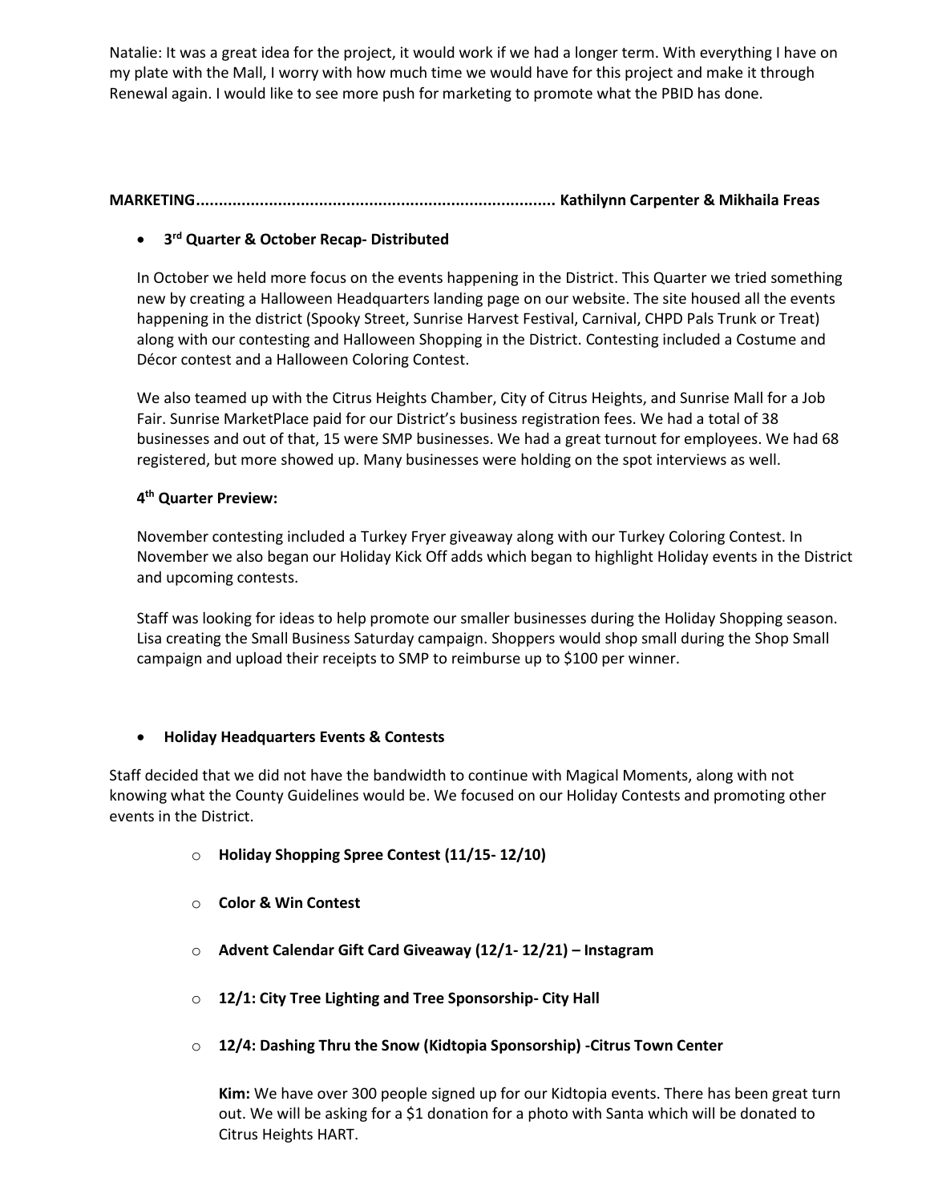Natalie: It was a great idea for the project, it would work if we had a longer term. With everything I have on my plate with the Mall, I worry with how much time we would have for this project and make it through Renewal again. I would like to see more push for marketing to promote what the PBID has done.

**MARKETING............................................................................. Kathilynn Carpenter & Mikhaila Freas**

- **3rd Quarter & October Recap- Distributed**

  In October we held more focus on the events happening in the District. This Quarter we tried something new by creating a Halloween Headquarters landing page on our website. The site housed all the events happening in the district (Spooky Street, Sunrise Harvest Festival, Carnival, CHPD Pals Trunk or Treat) along with our contesting and Halloween Shopping in the District. Contesting included a Costume and Décor contest and a Halloween Coloring Contest.

  We also teamed up with the Citrus Heights Chamber, City of Citrus Heights, and Sunrise Mall for a Job Fair. Sunrise MarketPlace paid for our District's business registration fees. We had a total of 38 businesses and out of that, 15 were SMP businesses. We had a great turnout for employees. We had 68 registered, but more showed up. Many businesses were holding on the spot interviews as well.

  **4th Quarter Preview:**

  November contesting included a Turkey Fryer giveaway along with our Turkey Coloring Contest. In November we also began our Holiday Kick Off adds which began to highlight Holiday events in the District and upcoming contests.

  Staff was looking for ideas to help promote our smaller businesses during the Holiday Shopping season. Lisa creating the Small Business Saturday campaign. Shoppers would shop small during the Shop Small campaign and upload their receipts to SMP to reimburse up to $100 per winner.

- **Holiday Headquarters Events & Contests**

Staff decided that we did not have the bandwidth to continue with Magical Moments, along with not knowing what the County Guidelines would be. We focused on our Holiday Contests and promoting other events in the District.

  - **Holiday Shopping Spree Contest (11/15- 12/10)**
  - **Color & Win Contest**
  - **Advent Calendar Gift Card Giveaway (12/1- 12/21) – Instagram**
  - **12/1: City Tree Lighting and Tree Sponsorship- City Hall**
  - **12/4: Dashing Thru the Snow (Kidtopia Sponsorship) -Citrus Town Center**

    **Kim:** We have over 300 people signed up for our Kidtopia events. There has been great turn out. We will be asking for a $1 donation for a photo with Santa which will be donated to Citrus Heights HART.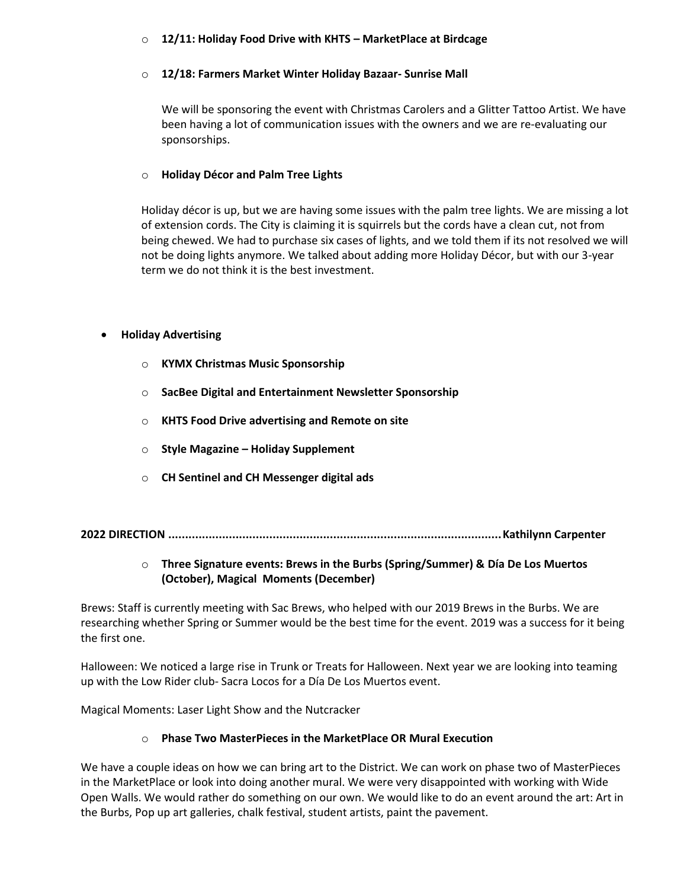- **12/11: Holiday Food Drive with KHTS – MarketPlace at Birdcage**
- **12/18: Farmers Market Winter Holiday Bazaar- Sunrise Mall**

  We will be sponsoring the event with Christmas Carolers and a Glitter Tattoo Artist. We have been having a lot of communication issues with the owners and we are re-evaluating our sponsorships.

- **Holiday Décor and Palm Tree Lights**

  Holiday décor is up, but we are having some issues with the palm tree lights. We are missing a lot of extension cords. The City is claiming it is squirrels but the cords have a clean cut, not from being chewed. We had to purchase six cases of lights, and we told them if its not resolved we will not be doing lights anymore. We talked about adding more Holiday Décor, but with our 3-year term we do not think it is the best investment.

- **Holiday Advertising**
  - **KYMX Christmas Music Sponsorship**
  - **SacBee Digital and Entertainment Newsletter Sponsorship**
  - **KHTS Food Drive advertising and Remote on site**
  - **Style Magazine – Holiday Supplement**
  - **CH Sentinel and CH Messenger digital ads**

**2022 DIRECTION .................................................................................................. Kathilynn Carpenter**

- **Three Signature events: Brews in the Burbs (Spring/Summer) & Día De Los Muertos (October), Magical Moments (December)**

Brews: Staff is currently meeting with Sac Brews, who helped with our 2019 Brews in the Burbs. We are researching whether Spring or Summer would be the best time for the event. 2019 was a success for it being the first one.

Halloween: We noticed a large rise in Trunk or Treats for Halloween. Next year we are looking into teaming up with the Low Rider club- Sacra Locos for a Día De Los Muertos event.

Magical Moments: Laser Light Show and the Nutcracker

- **Phase Two MasterPieces in the MarketPlace OR Mural Execution**

We have a couple ideas on how we can bring art to the District. We can work on phase two of MasterPieces in the MarketPlace or look into doing another mural. We were very disappointed with working with Wide Open Walls. We would rather do something on our own. We would like to do an event around the art: Art in the Burbs, Pop up art galleries, chalk festival, student artists, paint the pavement.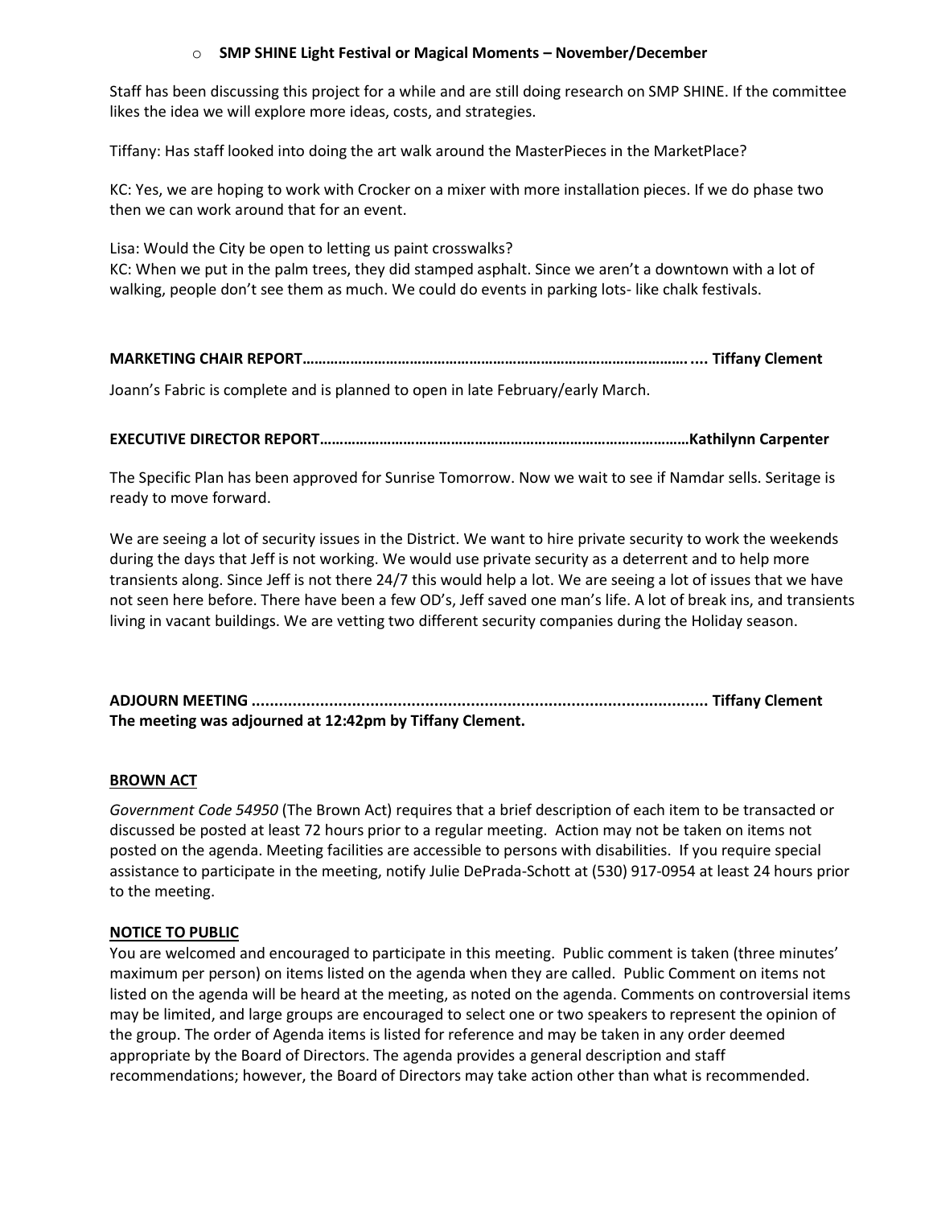- **SMP SHINE Light Festival or Magical Moments – November/December**

Staff has been discussing this project for a while and are still doing research on SMP SHINE. If the committee likes the idea we will explore more ideas, costs, and strategies.

Tiffany: Has staff looked into doing the art walk around the MasterPieces in the MarketPlace?

KC: Yes, we are hoping to work with Crocker on a mixer with more installation pieces. If we do phase two then we can work around that for an event.

Lisa: Would the City be open to letting us paint crosswalks?
KC: When we put in the palm trees, they did stamped asphalt. Since we aren't a downtown with a lot of walking, people don't see them as much. We could do events in parking lots- like chalk festivals.

**MARKETING CHAIR REPORT………………………………………………………………………………….... Tiffany Clement**

Joann's Fabric is complete and is planned to open in late February/early March.

**EXECUTIVE DIRECTOR REPORT………………………………………………………………………………Kathilynn Carpenter**

The Specific Plan has been approved for Sunrise Tomorrow. Now we wait to see if Namdar sells. Seritage is ready to move forward.

We are seeing a lot of security issues in the District. We want to hire private security to work the weekends during the days that Jeff is not working. We would use private security as a deterrent and to help more transients along. Since Jeff is not there 24/7 this would help a lot. We are seeing a lot of issues that we have not seen here before. There have been a few OD's, Jeff saved one man's life. A lot of break ins, and transients living in vacant buildings. We are vetting two different security companies during the Holiday season.

**ADJOURN MEETING ................................................................................................. Tiffany Clement**
**The meeting was adjourned at 12:42pm by Tiffany Clement.**

**BROWN ACT**

*Government Code 54950* (The Brown Act) requires that a brief description of each item to be transacted or discussed be posted at least 72 hours prior to a regular meeting. Action may not be taken on items not posted on the agenda. Meeting facilities are accessible to persons with disabilities. If you require special assistance to participate in the meeting, notify Julie DePrada-Schott at (530) 917-0954 at least 24 hours prior to the meeting.

**NOTICE TO PUBLIC**

You are welcomed and encouraged to participate in this meeting. Public comment is taken (three minutes' maximum per person) on items listed on the agenda when they are called. Public Comment on items not listed on the agenda will be heard at the meeting, as noted on the agenda. Comments on controversial items may be limited, and large groups are encouraged to select one or two speakers to represent the opinion of the group. The order of Agenda items is listed for reference and may be taken in any order deemed appropriate by the Board of Directors. The agenda provides a general description and staff recommendations; however, the Board of Directors may take action other than what is recommended.